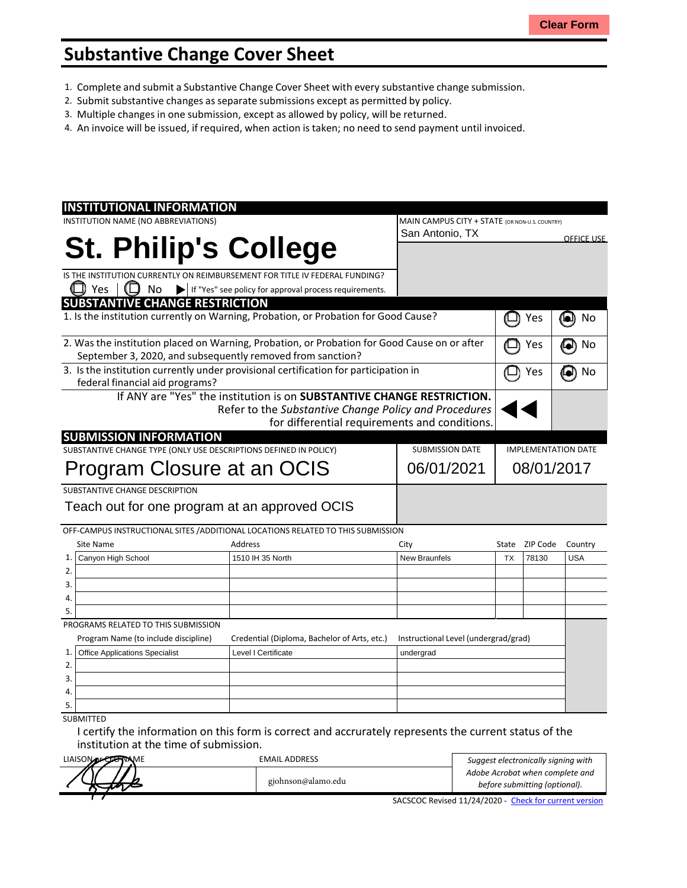# Substantive Change Cover Sheet

1. Complete and submit a Substantive Change Cover Sheet with every substantive change submission.
2. Submit substantive changes as separate submissions except as permitted by policy.
3. Multiple changes in one submission, except as allowed by policy, will be returned.
4. An invoice will be issued, if required, when action is taken; no need to send payment until invoiced.

## INSTITUTIONAL INFORMATION

INSTITUTION NAME (NO ABBREVIATIONS)

**St. Philip's College**

MAIN CAMPUS CITY + STATE (OR NON-U.S. COUNTRY)

San Antonio, TX

OFFICE USE

IS THE INSTITUTION CURRENTLY ON REIMBURSEMENT FOR TITLE IV FEDERAL FUNDING?

☐ Yes ☐ No ▶ If "Yes" see policy for approval process requirements.

## SUBSTANTIVE CHANGE RESTRICTION

| Question | Yes | No |
|---|---|---|
| 1. Is the institution currently on Warning, Probation, or Probation for Good Cause? | ☐ | ☒ |
| 2. Was the institution placed on Warning, Probation, or Probation for Good Cause on or after September 3, 2020, and subsequently removed from sanction? | ☐ | ☒ |
| 3. Is the institution currently under provisional certification for participation in federal financial aid programs? | ☐ | ☒ |

If ANY are "Yes" the institution is on **SUBSTANTIVE CHANGE RESTRICTION.** Refer to the *Substantive Change Policy and Procedures* for differential requirements and conditions.

## SUBMISSION INFORMATION

| SUBSTANTIVE CHANGE TYPE (ONLY USE DESCRIPTIONS DEFINED IN POLICY) | SUBMISSION DATE | IMPLEMENTATION DATE |
|---|---|---|
| Program Closure at an OCIS | 06/01/2021 | 08/01/2017 |

SUBSTANTIVE CHANGE DESCRIPTION

Teach out for one program at an approved OCIS

OFF-CAMPUS INSTRUCTIONAL SITES /ADDITIONAL LOCATIONS RELATED TO THIS SUBMISSION

| | Site Name | Address | City | State | ZIP Code | Country |
|---|---|---|---|---|---|---|
| 1. | Canyon High School | 1510 IH 35 North | New Braunfels | TX | 78130 | USA |
| 2. | | | | | | |
| 3. | | | | | | |
| 4. | | | | | | |
| 5. | | | | | | |

PROGRAMS RELATED TO THIS SUBMISSION

| | Program Name (to include discipline) | Credential (Diploma, Bachelor of Arts, etc.) | Instructional Level (undergrad/grad) |
|---|---|---|---|
| 1. | Office Applications Specialist | Level I Certificate | undergrad |
| 2. | | | |
| 3. | | | |
| 4. | | | |
| 5. | | | |

SUBMITTED

I certify the information on this form is correct and accrurately represents the current status of the institution at the time of submission.

| LIAISON or CEO NAME | EMAIL ADDRESS | |
|---|---|---|
| [signature] | gjohnson@alamo.edu | *Suggest electronically signing with Adobe Acrobat when complete and before submitting (optional).* |

SACSCOC Revised 11/24/2020 - Check for current version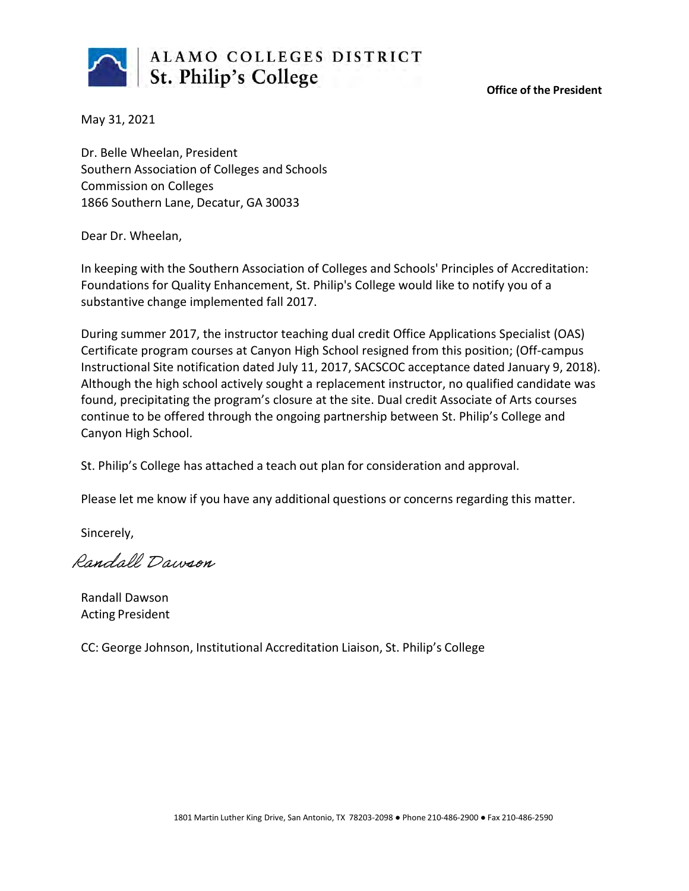**ALAMO COLLEGES DISTRICT**
**St. Philip's College**

**Office of the President**

May 31, 2021

Dr. Belle Wheelan, President
Southern Association of Colleges and Schools
Commission on Colleges
1866 Southern Lane, Decatur, GA 30033

Dear Dr. Wheelan,

In keeping with the Southern Association of Colleges and Schools' Principles of Accreditation: Foundations for Quality Enhancement, St. Philip's College would like to notify you of a substantive change implemented fall 2017.

During summer 2017, the instructor teaching dual credit Office Applications Specialist (OAS) Certificate program courses at Canyon High School resigned from this position; (Off-campus Instructional Site notification dated July 11, 2017, SACSCOC acceptance dated January 9, 2018). Although the high school actively sought a replacement instructor, no qualified candidate was found, precipitating the program's closure at the site. Dual credit Associate of Arts courses continue to be offered through the ongoing partnership between St. Philip's College and Canyon High School.

St. Philip's College has attached a teach out plan for consideration and approval.

Please let me know if you have any additional questions or concerns regarding this matter.

Sincerely,

*Randall Dawson*

Randall Dawson
Acting President

CC: George Johnson, Institutional Accreditation Liaison, St. Philip's College

1801 Martin Luther King Drive, San Antonio, TX 78203-2098 ● Phone 210-486-2900 ● Fax 210-486-2590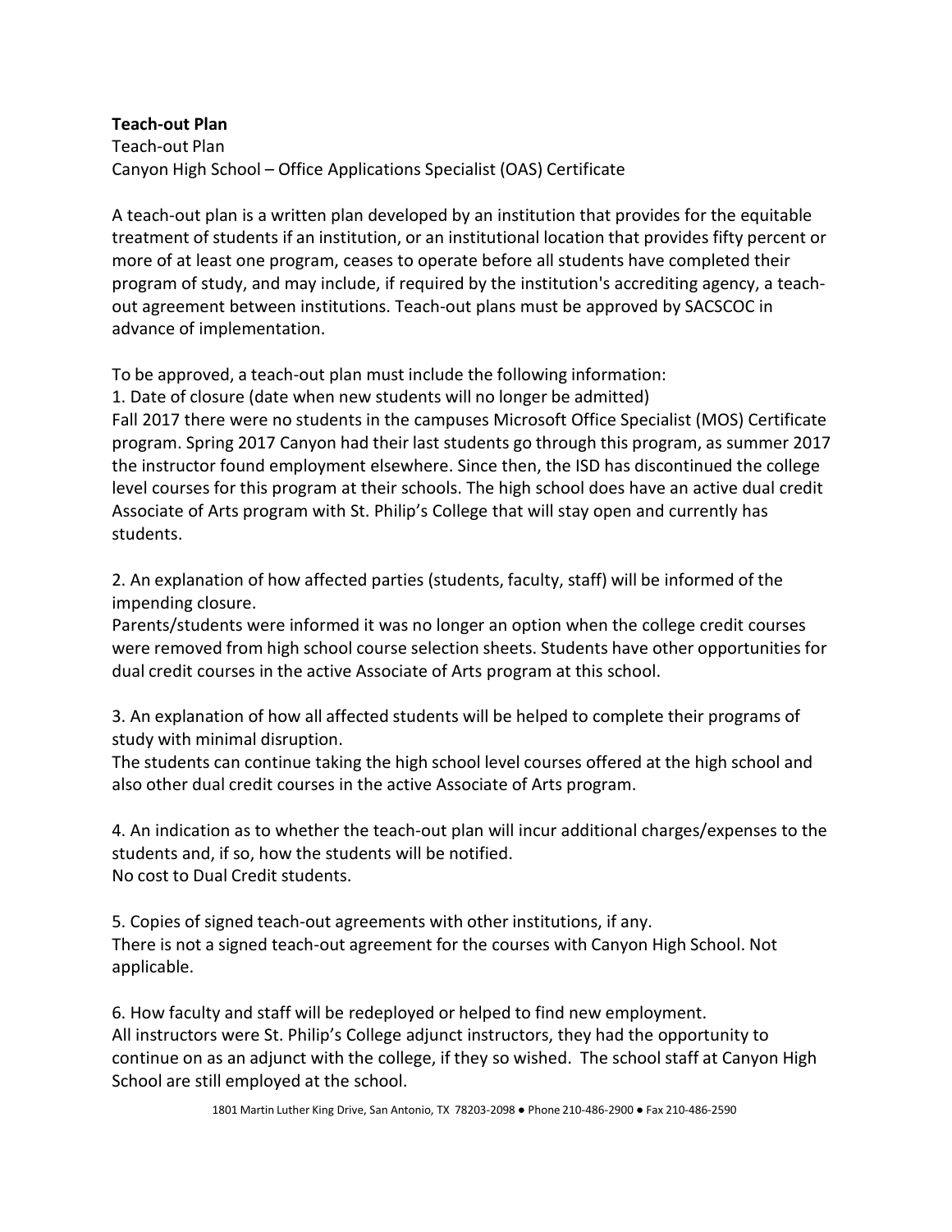**Teach-out Plan**

Teach-out Plan

Canyon High School – Office Applications Specialist (OAS) Certificate

A teach-out plan is a written plan developed by an institution that provides for the equitable treatment of students if an institution, or an institutional location that provides fifty percent or more of at least one program, ceases to operate before all students have completed their program of study, and may include, if required by the institution's accrediting agency, a teach-out agreement between institutions. Teach-out plans must be approved by SACSCOC in advance of implementation.

To be approved, a teach-out plan must include the following information:

1. Date of closure (date when new students will no longer be admitted)

Fall 2017 there were no students in the campuses Microsoft Office Specialist (MOS) Certificate program. Spring 2017 Canyon had their last students go through this program, as summer 2017 the instructor found employment elsewhere. Since then, the ISD has discontinued the college level courses for this program at their schools. The high school does have an active dual credit Associate of Arts program with St. Philip's College that will stay open and currently has students.

2. An explanation of how affected parties (students, faculty, staff) will be informed of the impending closure.

Parents/students were informed it was no longer an option when the college credit courses were removed from high school course selection sheets. Students have other opportunities for dual credit courses in the active Associate of Arts program at this school.

3. An explanation of how all affected students will be helped to complete their programs of study with minimal disruption.

The students can continue taking the high school level courses offered at the high school and also other dual credit courses in the active Associate of Arts program.

4. An indication as to whether the teach-out plan will incur additional charges/expenses to the students and, if so, how the students will be notified.

No cost to Dual Credit students.

5. Copies of signed teach-out agreements with other institutions, if any.

There is not a signed teach-out agreement for the courses with Canyon High School. Not applicable.

6. How faculty and staff will be redeployed or helped to find new employment.

All instructors were St. Philip's College adjunct instructors, they had the opportunity to continue on as an adjunct with the college, if they so wished. The school staff at Canyon High School are still employed at the school.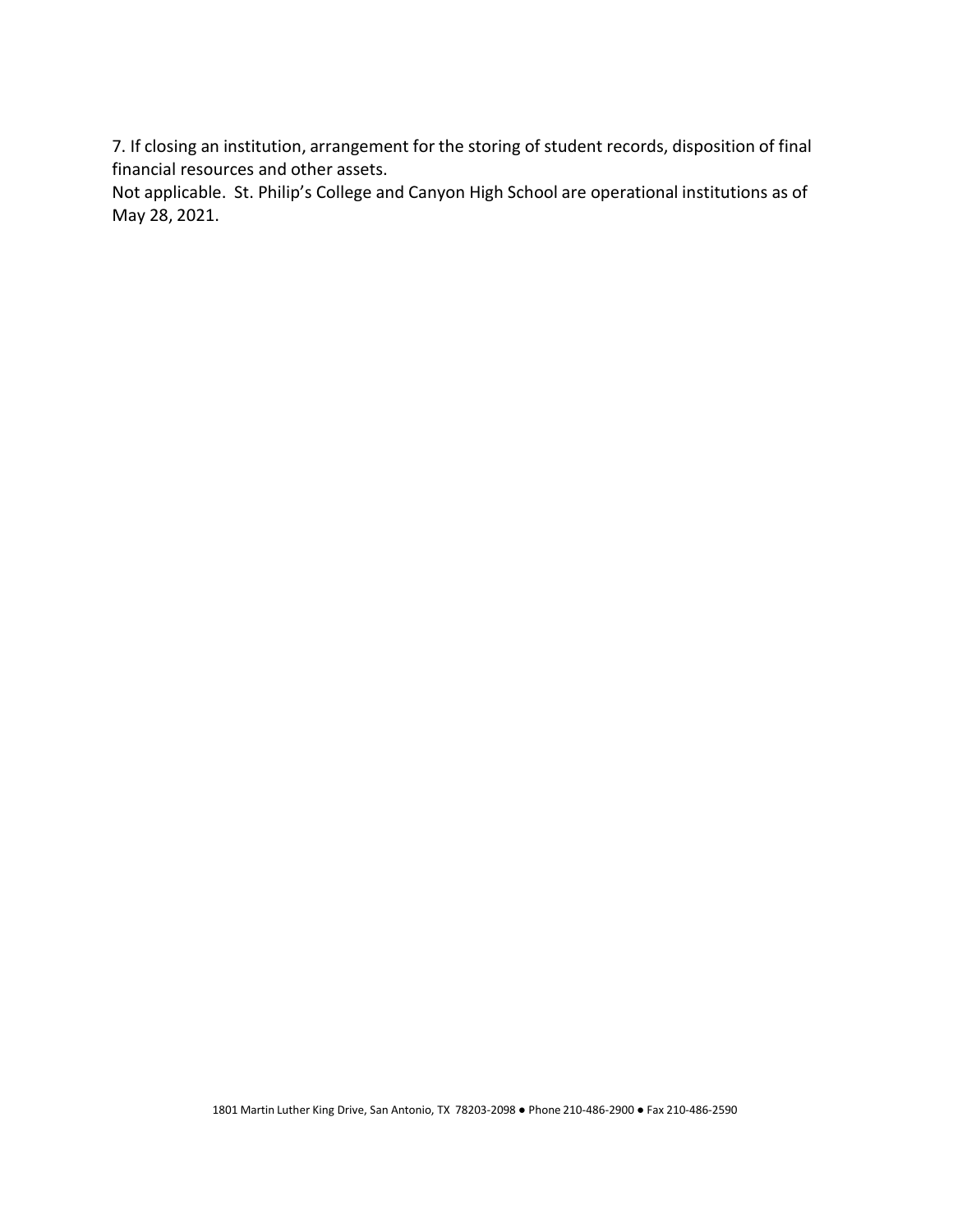7. If closing an institution, arrangement for the storing of student records, disposition of final financial resources and other assets.

Not applicable. St. Philip's College and Canyon High School are operational institutions as of May 28, 2021.